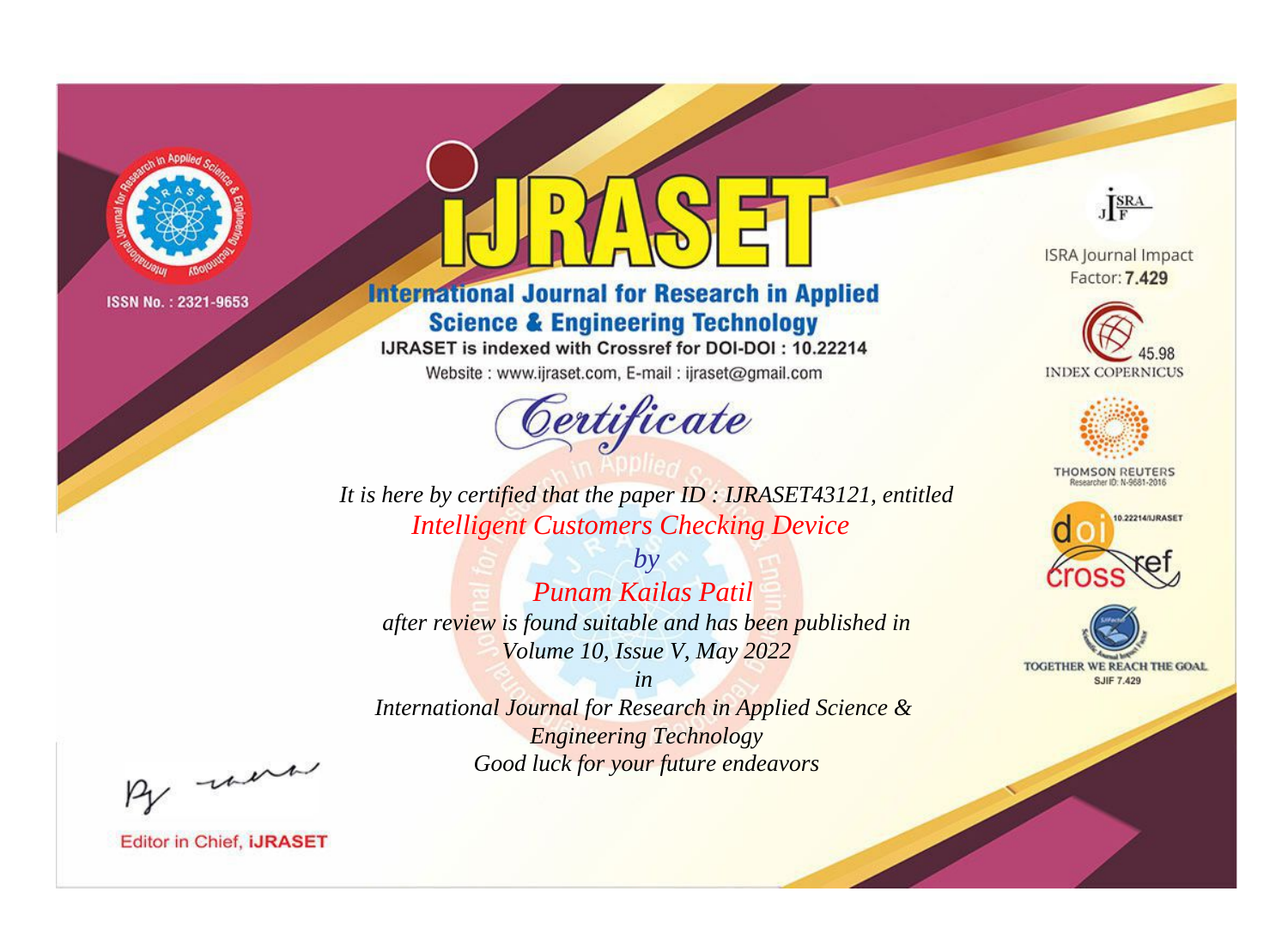ISSN No. : 2321-9653

# iJRASET

## International Journal for Research in Applied Science & Engineering Technology

IJRASET is indexed with Crossref for DOI-DOI : 10.22214

Website : www.ijraset.com, E-mail : ijraset@gmail.com

ISRA Journal Impact Factor: **7.429**

45.98 INDEX COPERNICUS

THOMSON REUTERS Researcher ID: N-9681-2016

10.22214/IJRASET

TOGETHER WE REACH THE GOAL SJIF 7.429

# *Certificate*

*It is here by certified that the paper ID : IJRASET43121, entitled*

*Intelligent Customers Checking Device*

*by*

*Punam Kailas Patil*

*after review is found suitable and has been published in*

*Volume 10, Issue V, May 2022*

*in*

*International Journal for Research in Applied Science & Engineering Technology*

*Good luck for your future endeavors*

Editor in Chief, **iJRASET**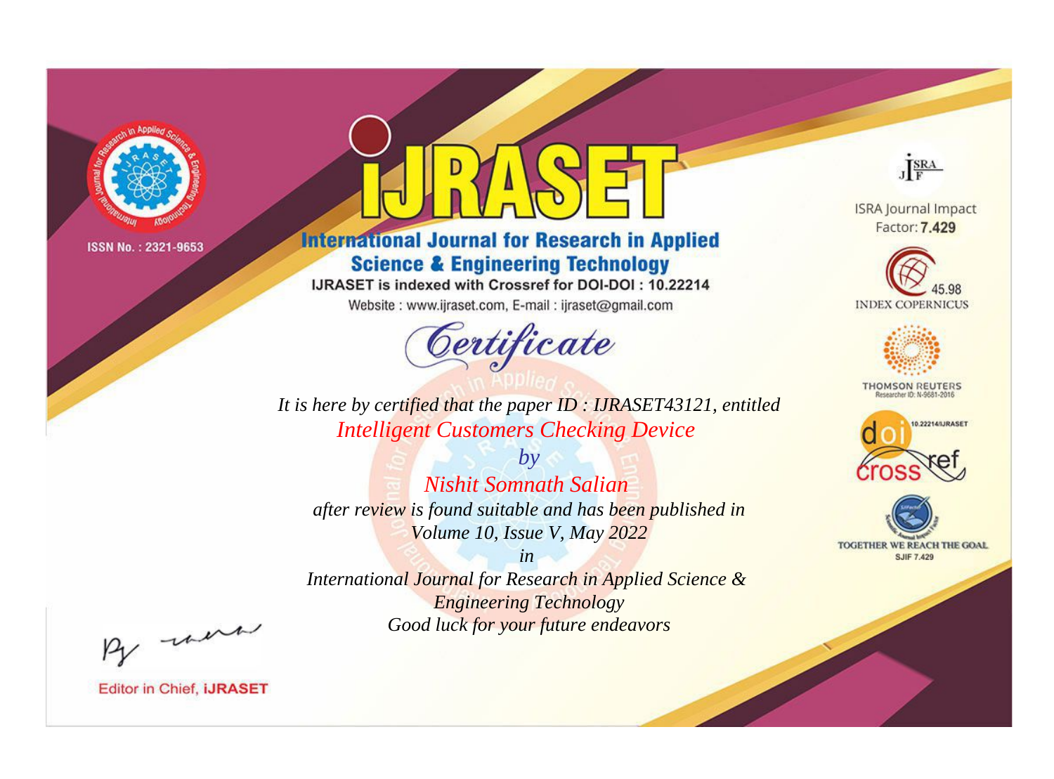ISSN No. : 2321-9653

# iJRASET

## International Journal for Research in Applied Science & Engineering Technology

IJRASET is indexed with Crossref for DOI-DOI : 10.22214

Website : www.ijraset.com, E-mail : ijraset@gmail.com

*Certificate*

*It is here by certified that the paper ID : IJRASET43121, entitled*

*Intelligent Customers Checking Device*

*by*

*Nishit Somnath Salian*

*after review is found suitable and has been published in*

*Volume 10, Issue V, May 2022*

*in*

*International Journal for Research in Applied Science & Engineering Technology*

*Good luck for your future endeavors*

ISRA Journal Impact Factor: **7.429**

45.98 INDEX COPERNICUS

THOMSON REUTERS Researcher ID: N-9681-2016

10.22214/IJRASET crossref

TOGETHER WE REACH THE GOAL SJIF 7.429

Editor in Chief, **iJRASET**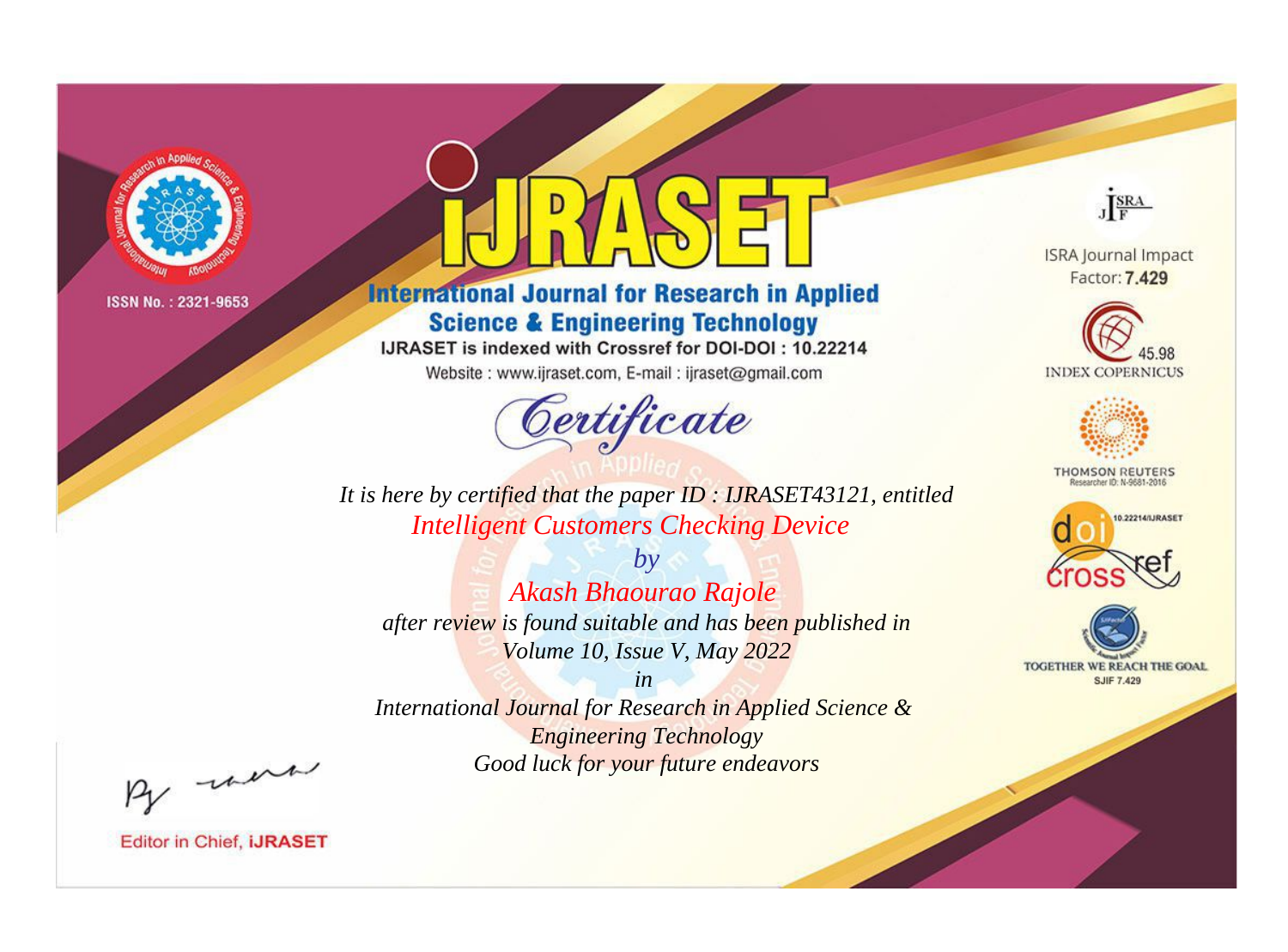ISSN No. : 2321-9653

# iJRASET

## International Journal for Research in Applied Science & Engineering Technology

IJRASET is indexed with Crossref for DOI-DOI : 10.22214

Website : www.ijraset.com, E-mail : ijraset@gmail.com

*Certificate*

*It is here by certified that the paper ID : IJRASET43121, entitled*

*Intelligent Customers Checking Device*

*by*

*Akash Bhaourao Rajole*

*after review is found suitable and has been published in*

*Volume 10, Issue V, May 2022*

*in*

*International Journal for Research in Applied Science & Engineering Technology*

*Good luck for your future endeavors*

ISRA Journal Impact Factor: **7.429**

45.98 INDEX COPERNICUS

THOMSON REUTERS

Researcher ID: N-9681-2016

10.22214/IJRASET

TOGETHER WE REACH THE GOAL

SJIF 7.429

Editor in Chief, **iJRASET**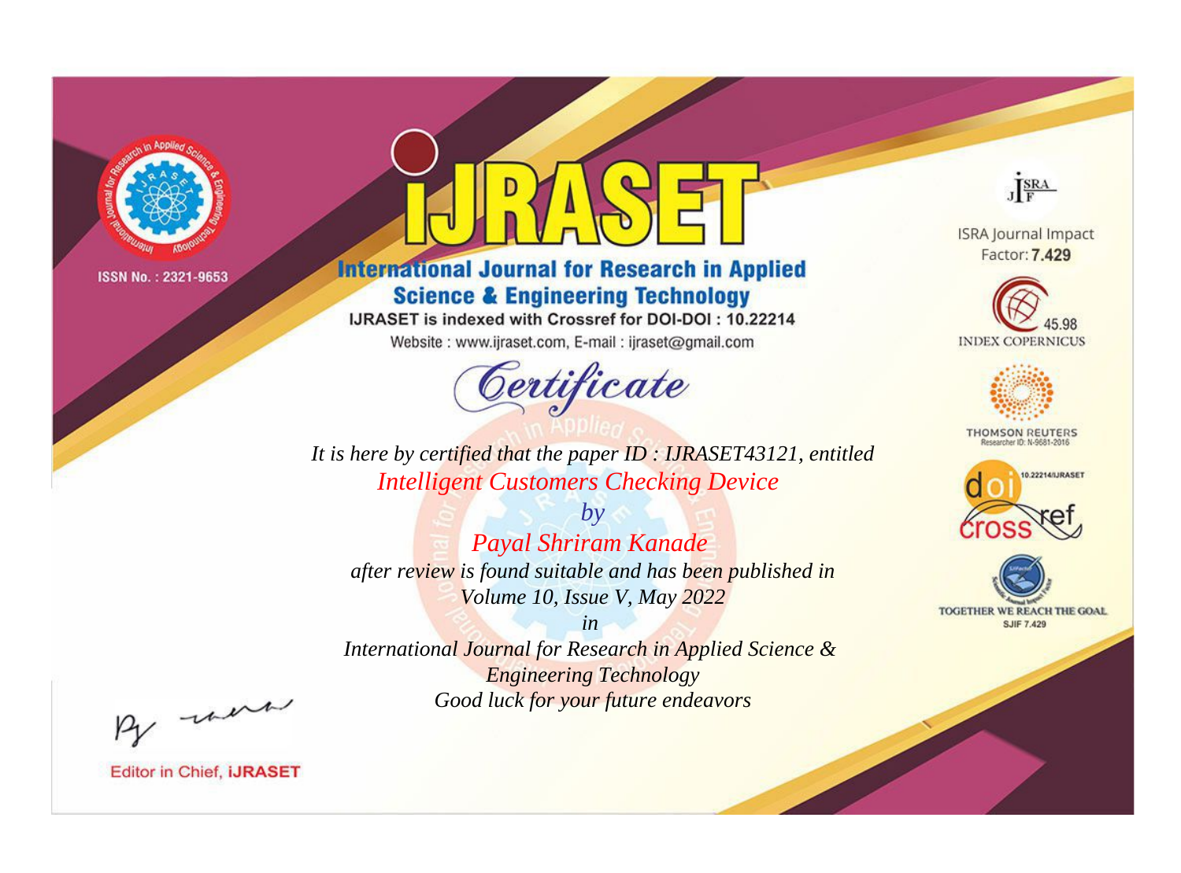ISSN No. : 2321-9653

# iJRASET

## International Journal for Research in Applied Science & Engineering Technology

IJRASET is indexed with Crossref for DOI-DOI : 10.22214

Website : www.ijraset.com, E-mail : ijraset@gmail.com

*Certificate*

*It is here by certified that the paper ID : IJRASET43121, entitled*

*Intelligent Customers Checking Device*

*by*

*Payal Shriram Kanade*

*after review is found suitable and has been published in*

*Volume 10, Issue V, May 2022*

*in*

*International Journal for Research in Applied Science & Engineering Technology*

*Good luck for your future endeavors*

ISRA Journal Impact Factor: **7.429**

45.98 INDEX COPERNICUS

THOMSON REUTERS Researcher ID: N-9681-2016

10.22214/IJRASET

TOGETHER WE REACH THE GOAL SJIF 7.429

Editor in Chief, **iJRASET**